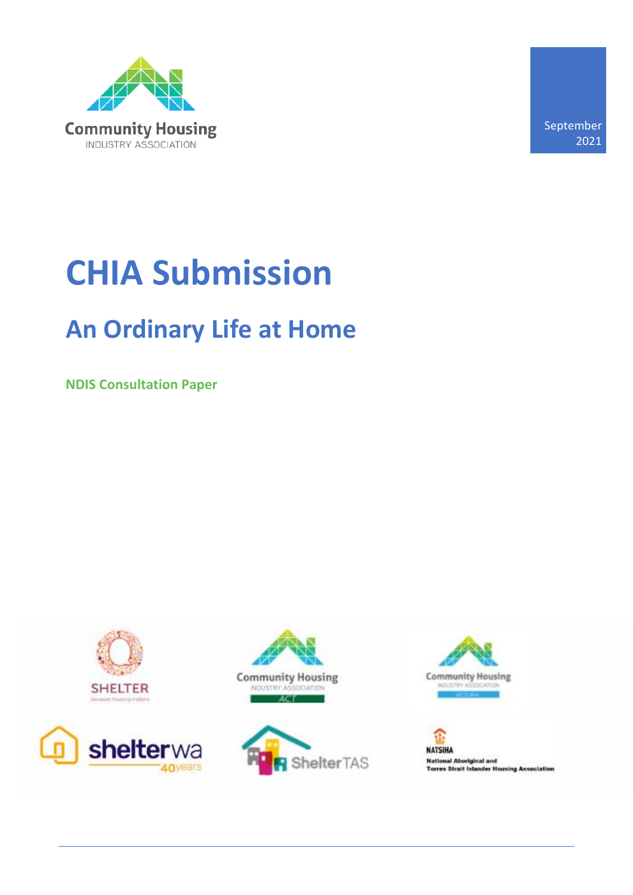Community Housing
INDUSTRY ASSOCIATION

September 2021

# CHIA Submission

## An Ordinary Life at Home

**NDIS Consultation Paper**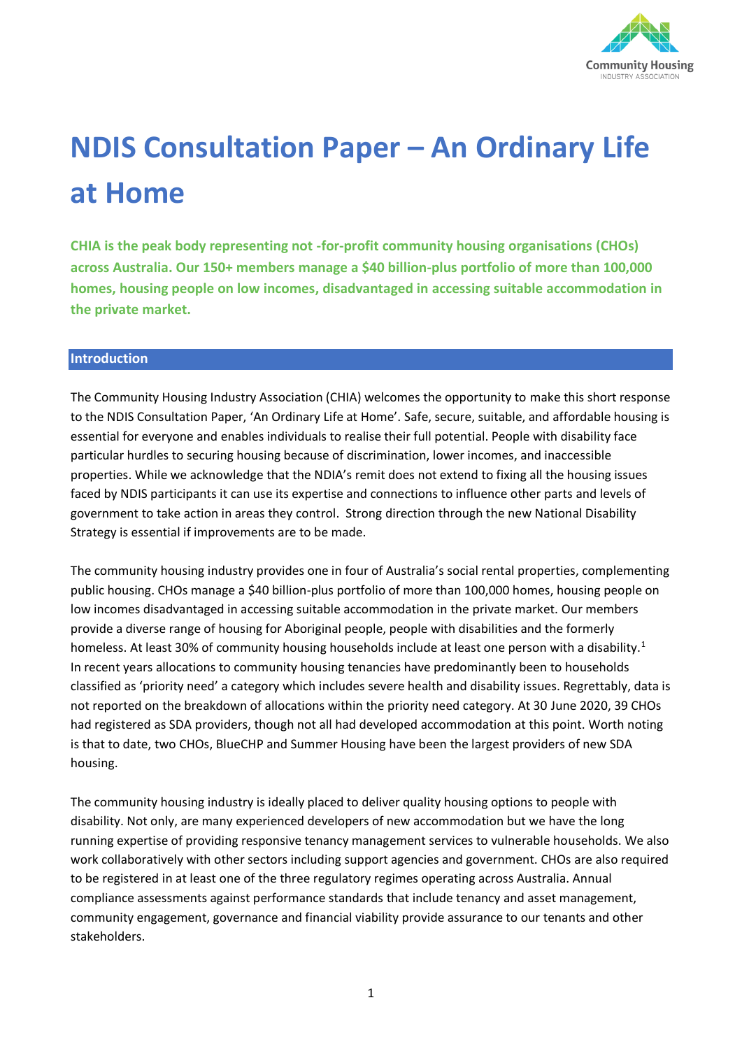# NDIS Consultation Paper – An Ordinary Life at Home

**CHIA is the peak body representing not -for-profit community housing organisations (CHOs) across Australia. Our 150+ members manage a $40 billion-plus portfolio of more than 100,000 homes, housing people on low incomes, disadvantaged in accessing suitable accommodation in the private market.**

## Introduction

The Community Housing Industry Association (CHIA) welcomes the opportunity to make this short response to the NDIS Consultation Paper, 'An Ordinary Life at Home'. Safe, secure, suitable, and affordable housing is essential for everyone and enables individuals to realise their full potential. People with disability face particular hurdles to securing housing because of discrimination, lower incomes, and inaccessible properties. While we acknowledge that the NDIA's remit does not extend to fixing all the housing issues faced by NDIS participants it can use its expertise and connections to influence other parts and levels of government to take action in areas they control. Strong direction through the new National Disability Strategy is essential if improvements are to be made.

The community housing industry provides one in four of Australia's social rental properties, complementing public housing. CHOs manage a $40 billion-plus portfolio of more than 100,000 homes, housing people on low incomes disadvantaged in accessing suitable accommodation in the private market. Our members provide a diverse range of housing for Aboriginal people, people with disabilities and the formerly homeless. At least 30% of community housing households include at least one person with a disability.[1] In recent years allocations to community housing tenancies have predominantly been to households classified as 'priority need' a category which includes severe health and disability issues. Regrettably, data is not reported on the breakdown of allocations within the priority need category. At 30 June 2020, 39 CHOs had registered as SDA providers, though not all had developed accommodation at this point. Worth noting is that to date, two CHOs, BlueCHP and Summer Housing have been the largest providers of new SDA housing.

The community housing industry is ideally placed to deliver quality housing options to people with disability. Not only, are many experienced developers of new accommodation but we have the long running expertise of providing responsive tenancy management services to vulnerable households. We also work collaboratively with other sectors including support agencies and government. CHOs are also required to be registered in at least one of the three regulatory regimes operating across Australia. Annual compliance assessments against performance standards that include tenancy and asset management, community engagement, governance and financial viability provide assurance to our tenants and other stakeholders.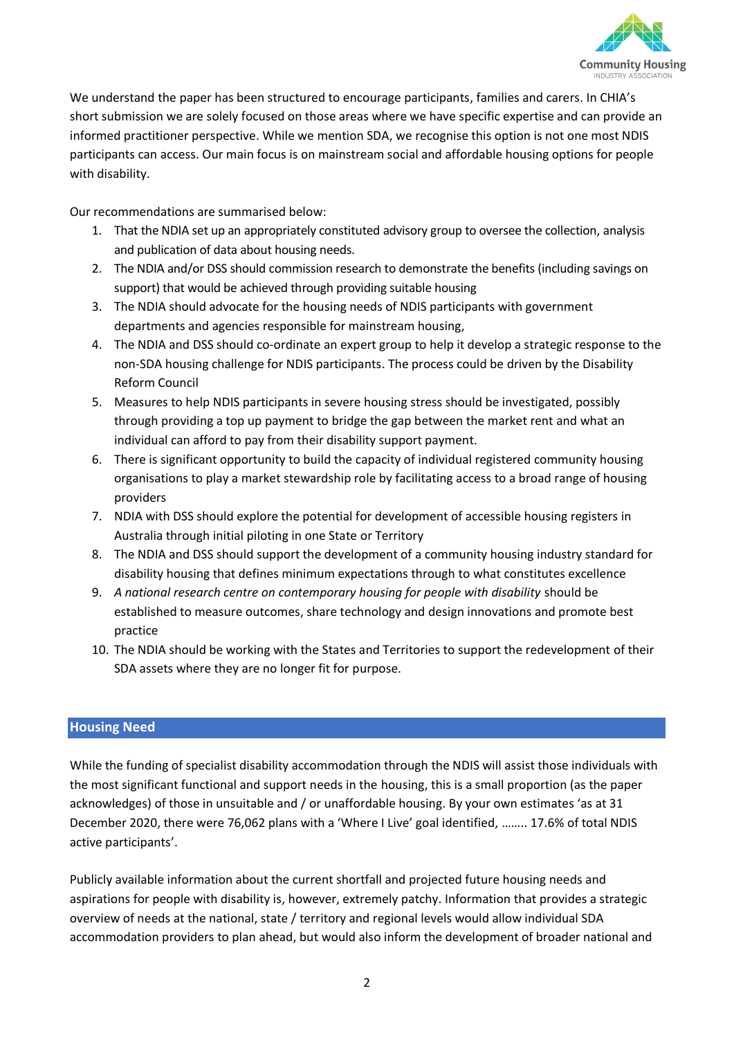We understand the paper has been structured to encourage participants, families and carers. In CHIA's short submission we are solely focused on those areas where we have specific expertise and can provide an informed practitioner perspective. While we mention SDA, we recognise this option is not one most NDIS participants can access. Our main focus is on mainstream social and affordable housing options for people with disability.

Our recommendations are summarised below:

1. That the NDIA set up an appropriately constituted advisory group to oversee the collection, analysis and publication of data about housing needs.
2. The NDIA and/or DSS should commission research to demonstrate the benefits (including savings on support) that would be achieved through providing suitable housing
3. The NDIA should advocate for the housing needs of NDIS participants with government departments and agencies responsible for mainstream housing,
4. The NDIA and DSS should co-ordinate an expert group to help it develop a strategic response to the non-SDA housing challenge for NDIS participants. The process could be driven by the Disability Reform Council
5. Measures to help NDIS participants in severe housing stress should be investigated, possibly through providing a top up payment to bridge the gap between the market rent and what an individual can afford to pay from their disability support payment.
6. There is significant opportunity to build the capacity of individual registered community housing organisations to play a market stewardship role by facilitating access to a broad range of housing providers
7. NDIA with DSS should explore the potential for development of accessible housing registers in Australia through initial piloting in one State or Territory
8. The NDIA and DSS should support the development of a community housing industry standard for disability housing that defines minimum expectations through to what constitutes excellence
9. *A national research centre on contemporary housing for people with disability* should be established to measure outcomes, share technology and design innovations and promote best practice
10. The NDIA should be working with the States and Territories to support the redevelopment of their SDA assets where they are no longer fit for purpose.

## Housing Need

While the funding of specialist disability accommodation through the NDIS will assist those individuals with the most significant functional and support needs in the housing, this is a small proportion (as the paper acknowledges) of those in unsuitable and / or unaffordable housing. By your own estimates 'as at 31 December 2020, there were 76,062 plans with a 'Where I Live' goal identified, …….. 17.6% of total NDIS active participants'.

Publicly available information about the current shortfall and projected future housing needs and aspirations for people with disability is, however, extremely patchy. Information that provides a strategic overview of needs at the national, state / territory and regional levels would allow individual SDA accommodation providers to plan ahead, but would also inform the development of broader national and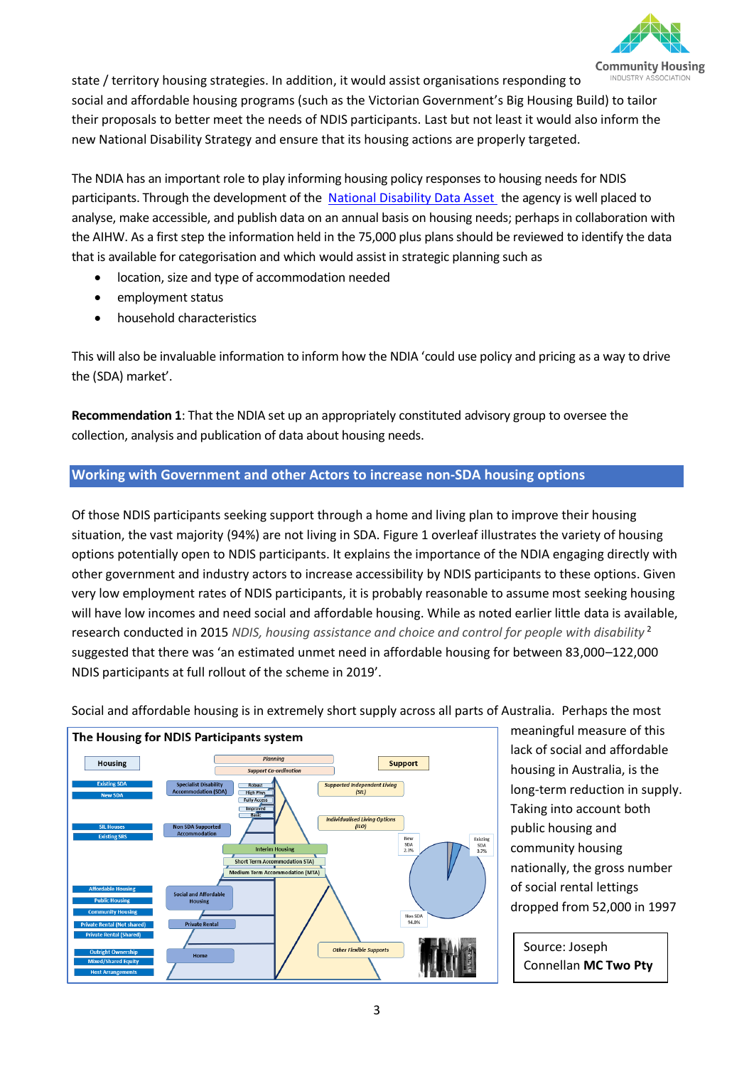state / territory housing strategies. In addition, it would assist organisations responding to social and affordable housing programs (such as the Victorian Government's Big Housing Build) to tailor their proposals to better meet the needs of NDIS participants. Last but not least it would also inform the new National Disability Strategy and ensure that its housing actions are properly targeted.

The NDIA has an important role to play informing housing policy responses to housing needs for NDIS participants. Through the development of the [National Disability Data Asset] the agency is well placed to analyse, make accessible, and publish data on an annual basis on housing needs; perhaps in collaboration with the AIHW. As a first step the information held in the 75,000 plus plans should be reviewed to identify the data that is available for categorisation and which would assist in strategic planning such as

- location, size and type of accommodation needed
- employment status
- household characteristics

This will also be invaluable information to inform how the NDIA 'could use policy and pricing as a way to drive the (SDA) market'.

**Recommendation 1**: That the NDIA set up an appropriately constituted advisory group to oversee the collection, analysis and publication of data about housing needs.

## Working with Government and other Actors to increase non-SDA housing options

Of those NDIS participants seeking support through a home and living plan to improve their housing situation, the vast majority (94%) are not living in SDA. Figure 1 overleaf illustrates the variety of housing options potentially open to NDIS participants. It explains the importance of the NDIA engaging directly with other government and industry actors to increase accessibility by NDIS participants to these options. Given very low employment rates of NDIS participants, it is probably reasonable to assume most seeking housing will have low incomes and need social and affordable housing. While as noted earlier little data is available, research conducted in 2015 *NDIS, housing assistance and choice and control for people with disability* [2] suggested that there was 'an estimated unmet need in affordable housing for between 83,000–122,000 NDIS participants at full rollout of the scheme in 2019'.

Social and affordable housing is in extremely short supply across all parts of Australia. Perhaps the most meaningful measure of this lack of social and affordable housing in Australia, is the long-term reduction in supply. Taking into account both public housing and community housing nationally, the gross number of social rental lettings dropped from 52,000 in 1997

**The Housing for NDIS Participants system**

Source: Joseph Connellan **MC Two Pty**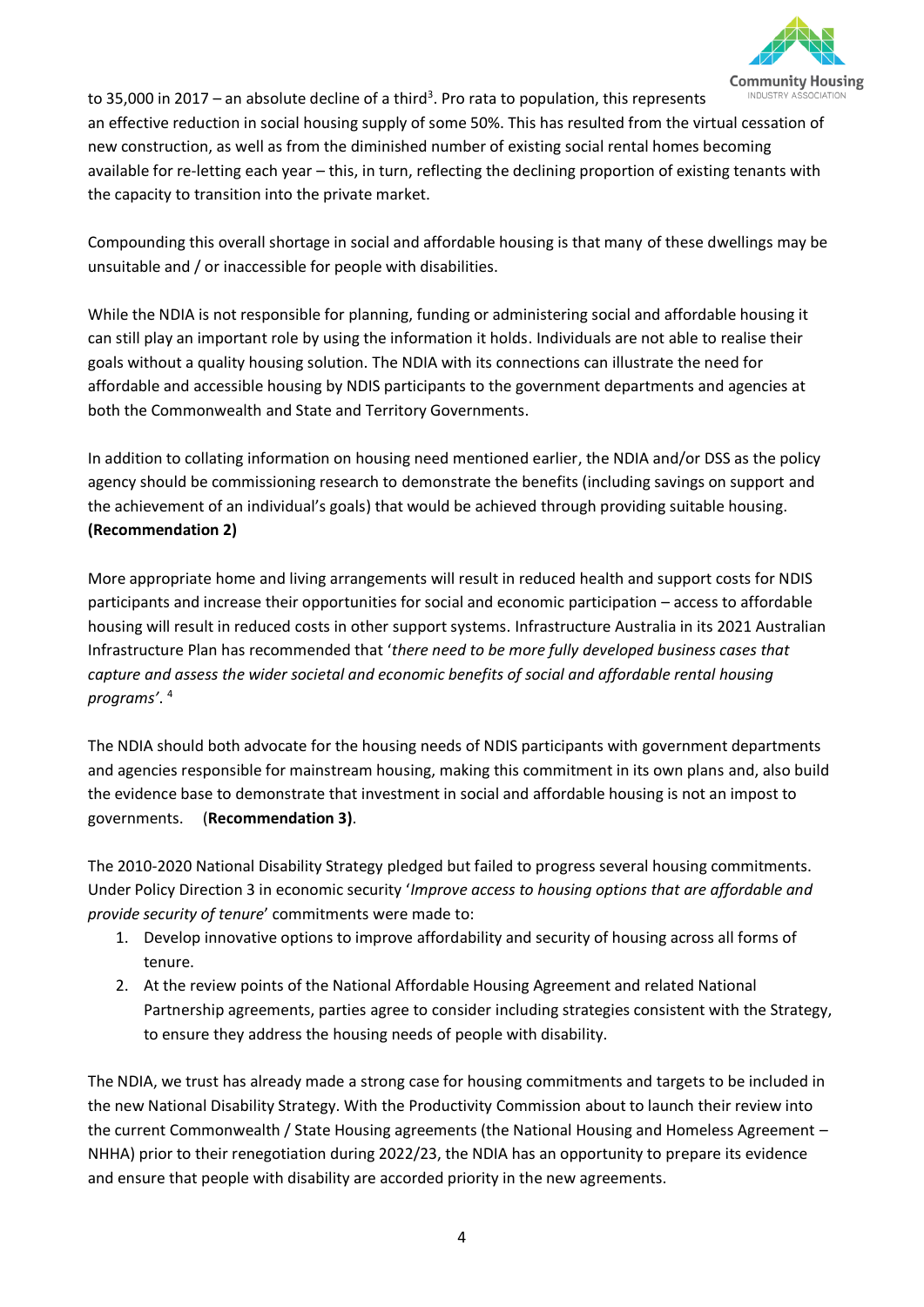to 35,000 in 2017 – an absolute decline of a third[3]. Pro rata to population, this represents an effective reduction in social housing supply of some 50%. This has resulted from the virtual cessation of new construction, as well as from the diminished number of existing social rental homes becoming available for re-letting each year – this, in turn, reflecting the declining proportion of existing tenants with the capacity to transition into the private market.

Compounding this overall shortage in social and affordable housing is that many of these dwellings may be unsuitable and / or inaccessible for people with disabilities.

While the NDIA is not responsible for planning, funding or administering social and affordable housing it can still play an important role by using the information it holds. Individuals are not able to realise their goals without a quality housing solution. The NDIA with its connections can illustrate the need for affordable and accessible housing by NDIS participants to the government departments and agencies at both the Commonwealth and State and Territory Governments.

In addition to collating information on housing need mentioned earlier, the NDIA and/or DSS as the policy agency should be commissioning research to demonstrate the benefits (including savings on support and the achievement of an individual's goals) that would be achieved through providing suitable housing. **(Recommendation 2)**

More appropriate home and living arrangements will result in reduced health and support costs for NDIS participants and increase their opportunities for social and economic participation – access to affordable housing will result in reduced costs in other support systems. Infrastructure Australia in its 2021 Australian Infrastructure Plan has recommended that '*there need to be more fully developed business cases that capture and assess the wider societal and economic benefits of social and affordable rental housing programs'*. [4]

The NDIA should both advocate for the housing needs of NDIS participants with government departments and agencies responsible for mainstream housing, making this commitment in its own plans and, also build the evidence base to demonstrate that investment in social and affordable housing is not an impost to governments. (**Recommendation 3)**.

The 2010-2020 National Disability Strategy pledged but failed to progress several housing commitments. Under Policy Direction 3 in economic security '*Improve access to housing options that are affordable and provide security of tenure*' commitments were made to:

1. Develop innovative options to improve affordability and security of housing across all forms of tenure.
2. At the review points of the National Affordable Housing Agreement and related National Partnership agreements, parties agree to consider including strategies consistent with the Strategy, to ensure they address the housing needs of people with disability.

The NDIA, we trust has already made a strong case for housing commitments and targets to be included in the new National Disability Strategy. With the Productivity Commission about to launch their review into the current Commonwealth / State Housing agreements (the National Housing and Homeless Agreement – NHHA) prior to their renegotiation during 2022/23, the NDIA has an opportunity to prepare its evidence and ensure that people with disability are accorded priority in the new agreements.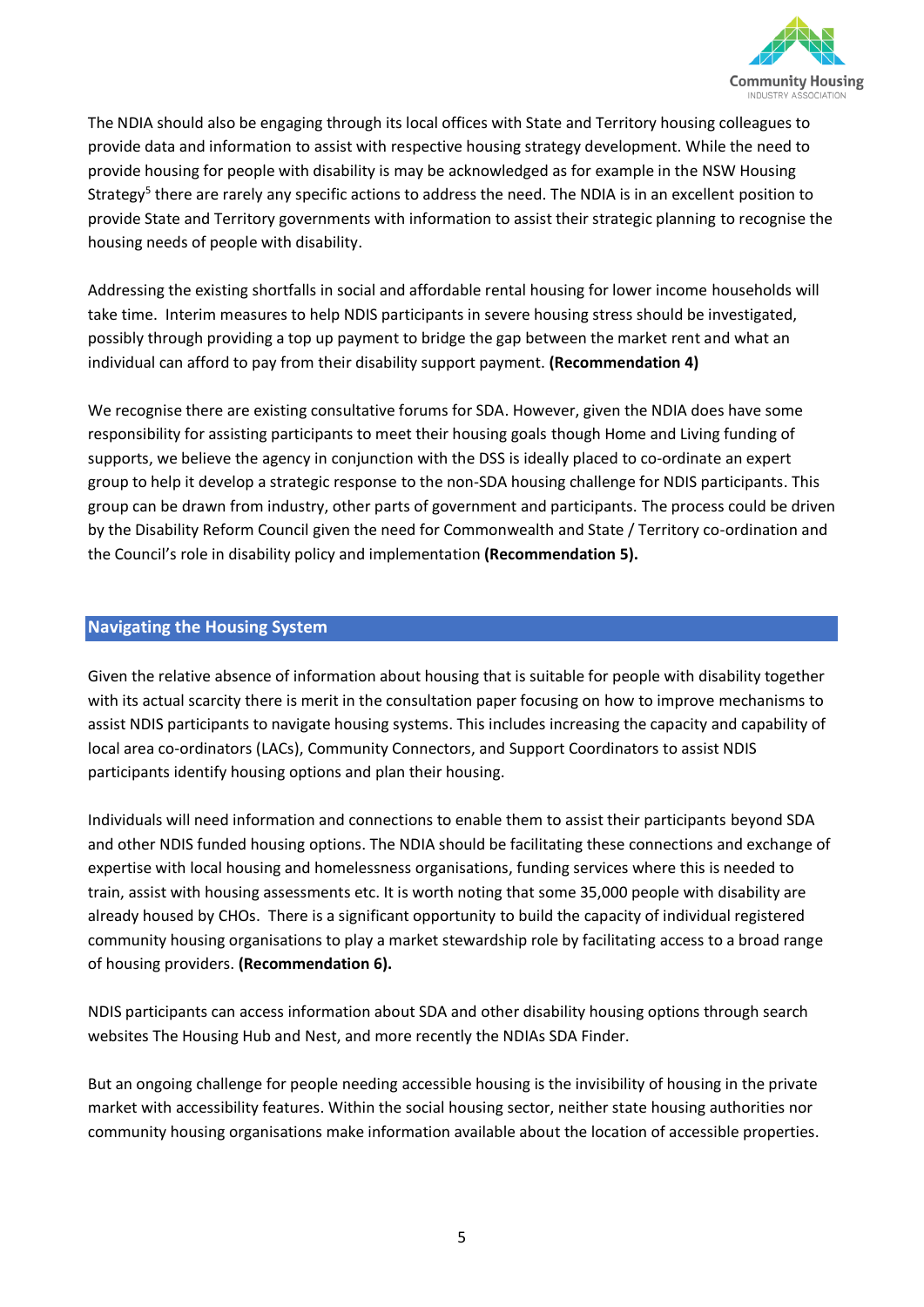The NDIA should also be engaging through its local offices with State and Territory housing colleagues to provide data and information to assist with respective housing strategy development. While the need to provide housing for people with disability is may be acknowledged as for example in the NSW Housing Strategy[5] there are rarely any specific actions to address the need. The NDIA is in an excellent position to provide State and Territory governments with information to assist their strategic planning to recognise the housing needs of people with disability.

Addressing the existing shortfalls in social and affordable rental housing for lower income households will take time. Interim measures to help NDIS participants in severe housing stress should be investigated, possibly through providing a top up payment to bridge the gap between the market rent and what an individual can afford to pay from their disability support payment. **(Recommendation 4)**

We recognise there are existing consultative forums for SDA. However, given the NDIA does have some responsibility for assisting participants to meet their housing goals though Home and Living funding of supports, we believe the agency in conjunction with the DSS is ideally placed to co-ordinate an expert group to help it develop a strategic response to the non-SDA housing challenge for NDIS participants. This group can be drawn from industry, other parts of government and participants. The process could be driven by the Disability Reform Council given the need for Commonwealth and State / Territory co-ordination and the Council's role in disability policy and implementation **(Recommendation 5).**

## Navigating the Housing System

Given the relative absence of information about housing that is suitable for people with disability together with its actual scarcity there is merit in the consultation paper focusing on how to improve mechanisms to assist NDIS participants to navigate housing systems. This includes increasing the capacity and capability of local area co-ordinators (LACs), Community Connectors, and Support Coordinators to assist NDIS participants identify housing options and plan their housing.

Individuals will need information and connections to enable them to assist their participants beyond SDA and other NDIS funded housing options. The NDIA should be facilitating these connections and exchange of expertise with local housing and homelessness organisations, funding services where this is needed to train, assist with housing assessments etc. It is worth noting that some 35,000 people with disability are already housed by CHOs. There is a significant opportunity to build the capacity of individual registered community housing organisations to play a market stewardship role by facilitating access to a broad range of housing providers. **(Recommendation 6).**

NDIS participants can access information about SDA and other disability housing options through search websites The Housing Hub and Nest, and more recently the NDIAs SDA Finder.

But an ongoing challenge for people needing accessible housing is the invisibility of housing in the private market with accessibility features. Within the social housing sector, neither state housing authorities nor community housing organisations make information available about the location of accessible properties.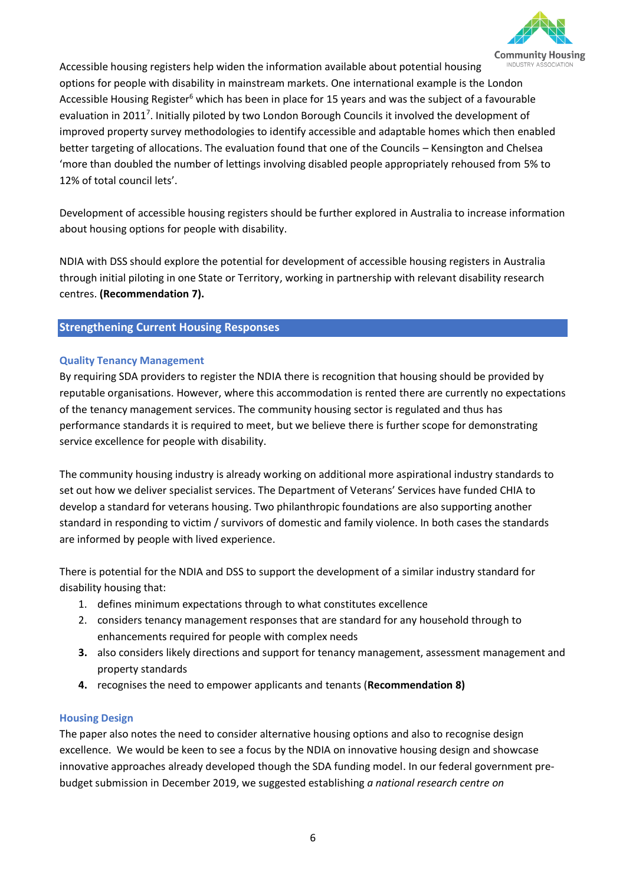Accessible housing registers help widen the information available about potential housing options for people with disability in mainstream markets. One international example is the London Accessible Housing Register[6] which has been in place for 15 years and was the subject of a favourable evaluation in 2011[7]. Initially piloted by two London Borough Councils it involved the development of improved property survey methodologies to identify accessible and adaptable homes which then enabled better targeting of allocations. The evaluation found that one of the Councils – Kensington and Chelsea 'more than doubled the number of lettings involving disabled people appropriately rehoused from 5% to 12% of total council lets'.

Development of accessible housing registers should be further explored in Australia to increase information about housing options for people with disability.

NDIA with DSS should explore the potential for development of accessible housing registers in Australia through initial piloting in one State or Territory, working in partnership with relevant disability research centres. **(Recommendation 7).**

## Strengthening Current Housing Responses

### Quality Tenancy Management

By requiring SDA providers to register the NDIA there is recognition that housing should be provided by reputable organisations. However, where this accommodation is rented there are currently no expectations of the tenancy management services. The community housing sector is regulated and thus has performance standards it is required to meet, but we believe there is further scope for demonstrating service excellence for people with disability.

The community housing industry is already working on additional more aspirational industry standards to set out how we deliver specialist services. The Department of Veterans' Services have funded CHIA to develop a standard for veterans housing. Two philanthropic foundations are also supporting another standard in responding to victim / survivors of domestic and family violence. In both cases the standards are informed by people with lived experience.

There is potential for the NDIA and DSS to support the development of a similar industry standard for disability housing that:

1. defines minimum expectations through to what constitutes excellence
2. considers tenancy management responses that are standard for any household through to enhancements required for people with complex needs
3. also considers likely directions and support for tenancy management, assessment management and property standards
4. recognises the need to empower applicants and tenants (**Recommendation 8)**

### Housing Design

The paper also notes the need to consider alternative housing options and also to recognise design excellence. We would be keen to see a focus by the NDIA on innovative housing design and showcase innovative approaches already developed though the SDA funding model. In our federal government pre-budget submission in December 2019, we suggested establishing *a national research centre on*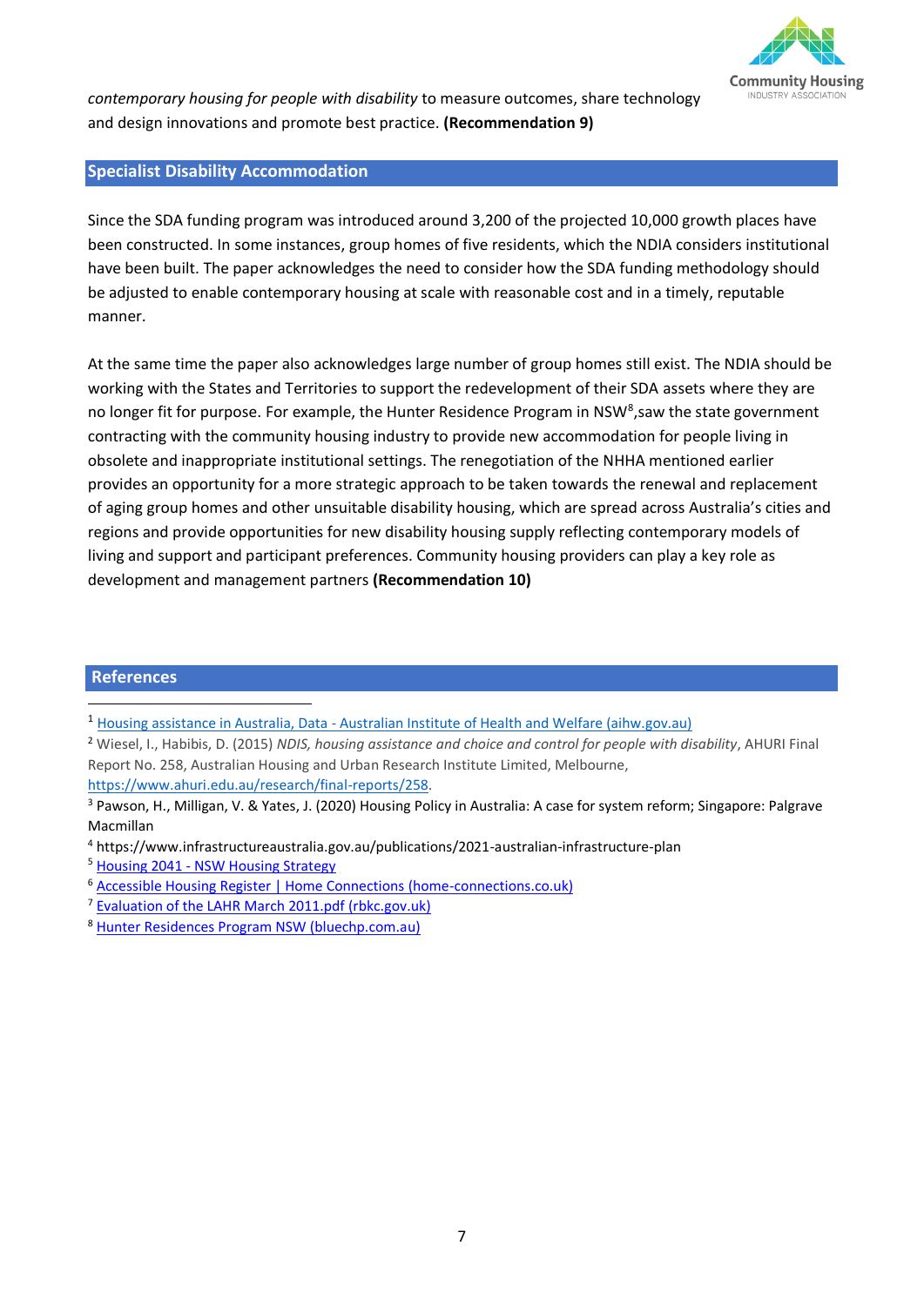*contemporary housing for people with disability* to measure outcomes, share technology and design innovations and promote best practice. **(Recommendation 9)**

## Specialist Disability Accommodation

Since the SDA funding program was introduced around 3,200 of the projected 10,000 growth places have been constructed. In some instances, group homes of five residents, which the NDIA considers institutional have been built. The paper acknowledges the need to consider how the SDA funding methodology should be adjusted to enable contemporary housing at scale with reasonable cost and in a timely, reputable manner.

At the same time the paper also acknowledges large number of group homes still exist. The NDIA should be working with the States and Territories to support the redevelopment of their SDA assets where they are no longer fit for purpose. For example, the Hunter Residence Program in NSW[8],saw the state government contracting with the community housing industry to provide new accommodation for people living in obsolete and inappropriate institutional settings. The renegotiation of the NHHA mentioned earlier provides an opportunity for a more strategic approach to be taken towards the renewal and replacement of aging group homes and other unsuitable disability housing, which are spread across Australia's cities and regions and provide opportunities for new disability housing supply reflecting contemporary models of living and support and participant preferences. Community housing providers can play a key role as development and management partners **(Recommendation 10)**

## References

[1] Housing assistance in Australia, Data - Australian Institute of Health and Welfare (aihw.gov.au)

[2] Wiesel, I., Habibis, D. (2015) *NDIS, housing assistance and choice and control for people with disability*, AHURI Final Report No. 258, Australian Housing and Urban Research Institute Limited, Melbourne, https://www.ahuri.edu.au/research/final-reports/258.

[3] Pawson, H., Milligan, V. & Yates, J. (2020) Housing Policy in Australia: A case for system reform; Singapore: Palgrave Macmillan

[4] https://www.infrastructureaustralia.gov.au/publications/2021-australian-infrastructure-plan

[5] Housing 2041 - NSW Housing Strategy

[6] Accessible Housing Register | Home Connections (home-connections.co.uk)

[7] Evaluation of the LAHR March 2011.pdf (rbkc.gov.uk)

[8] Hunter Residences Program NSW (bluechp.com.au)